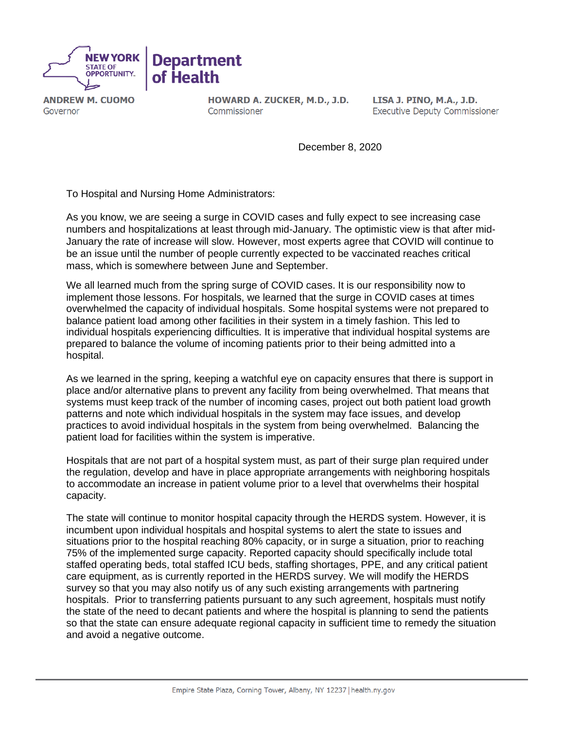**NEW YORK STATE OF OPPORTUNITY.** | **Department of Health**

**ANDREW M. CUOMO**
Governor

**HOWARD A. ZUCKER, M.D., J.D.**
Commissioner

**LISA J. PINO, M.A., J.D.**
Executive Deputy Commissioner

December 8, 2020

To Hospital and Nursing Home Administrators:

As you know, we are seeing a surge in COVID cases and fully expect to see increasing case numbers and hospitalizations at least through mid-January. The optimistic view is that after mid-January the rate of increase will slow. However, most experts agree that COVID will continue to be an issue until the number of people currently expected to be vaccinated reaches critical mass, which is somewhere between June and September.

We all learned much from the spring surge of COVID cases. It is our responsibility now to implement those lessons. For hospitals, we learned that the surge in COVID cases at times overwhelmed the capacity of individual hospitals. Some hospital systems were not prepared to balance patient load among other facilities in their system in a timely fashion. This led to individual hospitals experiencing difficulties. It is imperative that individual hospital systems are prepared to balance the volume of incoming patients prior to their being admitted into a hospital.

As we learned in the spring, keeping a watchful eye on capacity ensures that there is support in place and/or alternative plans to prevent any facility from being overwhelmed. That means that systems must keep track of the number of incoming cases, project out both patient load growth patterns and note which individual hospitals in the system may face issues, and develop practices to avoid individual hospitals in the system from being overwhelmed. Balancing the patient load for facilities within the system is imperative.

Hospitals that are not part of a hospital system must, as part of their surge plan required under the regulation, develop and have in place appropriate arrangements with neighboring hospitals to accommodate an increase in patient volume prior to a level that overwhelms their hospital capacity.

The state will continue to monitor hospital capacity through the HERDS system. However, it is incumbent upon individual hospitals and hospital systems to alert the state to issues and situations prior to the hospital reaching 80% capacity, or in surge a situation, prior to reaching 75% of the implemented surge capacity. Reported capacity should specifically include total staffed operating beds, total staffed ICU beds, staffing shortages, PPE, and any critical patient care equipment, as is currently reported in the HERDS survey. We will modify the HERDS survey so that you may also notify us of any such existing arrangements with partnering hospitals. Prior to transferring patients pursuant to any such agreement, hospitals must notify the state of the need to decant patients and where the hospital is planning to send the patients so that the state can ensure adequate regional capacity in sufficient time to remedy the situation and avoid a negative outcome.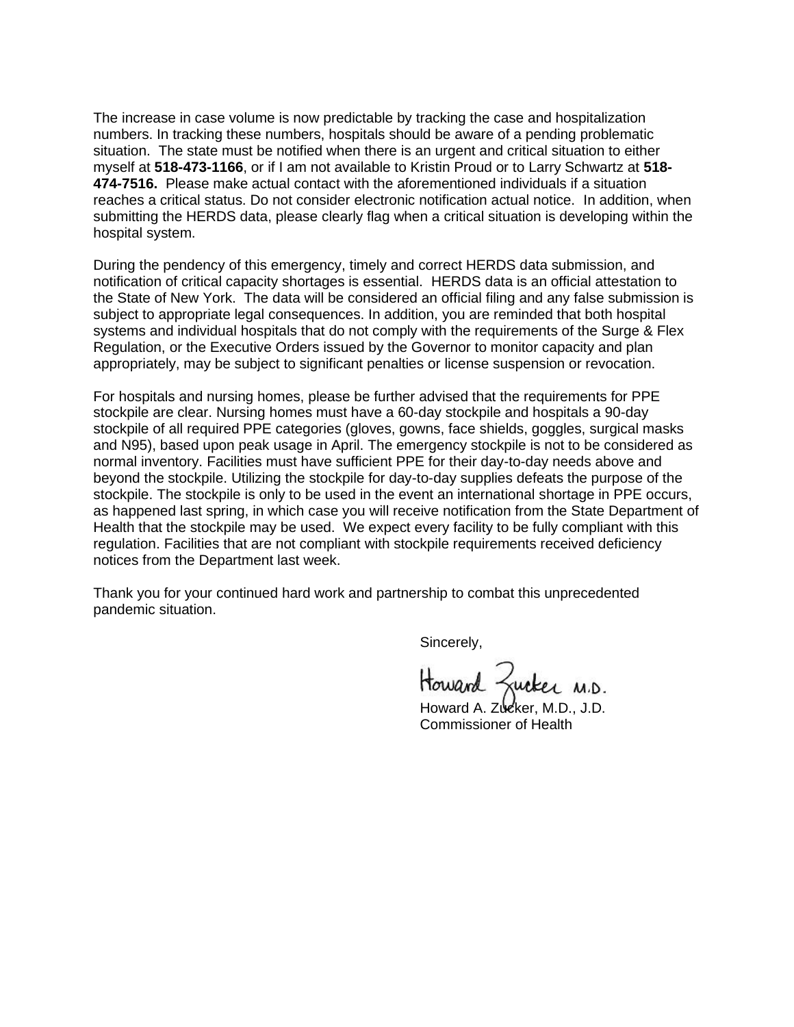The increase in case volume is now predictable by tracking the case and hospitalization numbers. In tracking these numbers, hospitals should be aware of a pending problematic situation. The state must be notified when there is an urgent and critical situation to either myself at **518-473-1166**, or if I am not available to Kristin Proud or to Larry Schwartz at **518-474-7516.** Please make actual contact with the aforementioned individuals if a situation reaches a critical status. Do not consider electronic notification actual notice. In addition, when submitting the HERDS data, please clearly flag when a critical situation is developing within the hospital system.

During the pendency of this emergency, timely and correct HERDS data submission, and notification of critical capacity shortages is essential. HERDS data is an official attestation to the State of New York. The data will be considered an official filing and any false submission is subject to appropriate legal consequences. In addition, you are reminded that both hospital systems and individual hospitals that do not comply with the requirements of the Surge & Flex Regulation, or the Executive Orders issued by the Governor to monitor capacity and plan appropriately, may be subject to significant penalties or license suspension or revocation.

For hospitals and nursing homes, please be further advised that the requirements for PPE stockpile are clear. Nursing homes must have a 60-day stockpile and hospitals a 90-day stockpile of all required PPE categories (gloves, gowns, face shields, goggles, surgical masks and N95), based upon peak usage in April. The emergency stockpile is not to be considered as normal inventory. Facilities must have sufficient PPE for their day-to-day needs above and beyond the stockpile. Utilizing the stockpile for day-to-day supplies defeats the purpose of the stockpile. The stockpile is only to be used in the event an international shortage in PPE occurs, as happened last spring, in which case you will receive notification from the State Department of Health that the stockpile may be used. We expect every facility to be fully compliant with this regulation. Facilities that are not compliant with stockpile requirements received deficiency notices from the Department last week.

Thank you for your continued hard work and partnership to combat this unprecedented pandemic situation.

Sincerely,

Howard Zucker M.D.

Howard A. Zucker, M.D., J.D.
Commissioner of Health